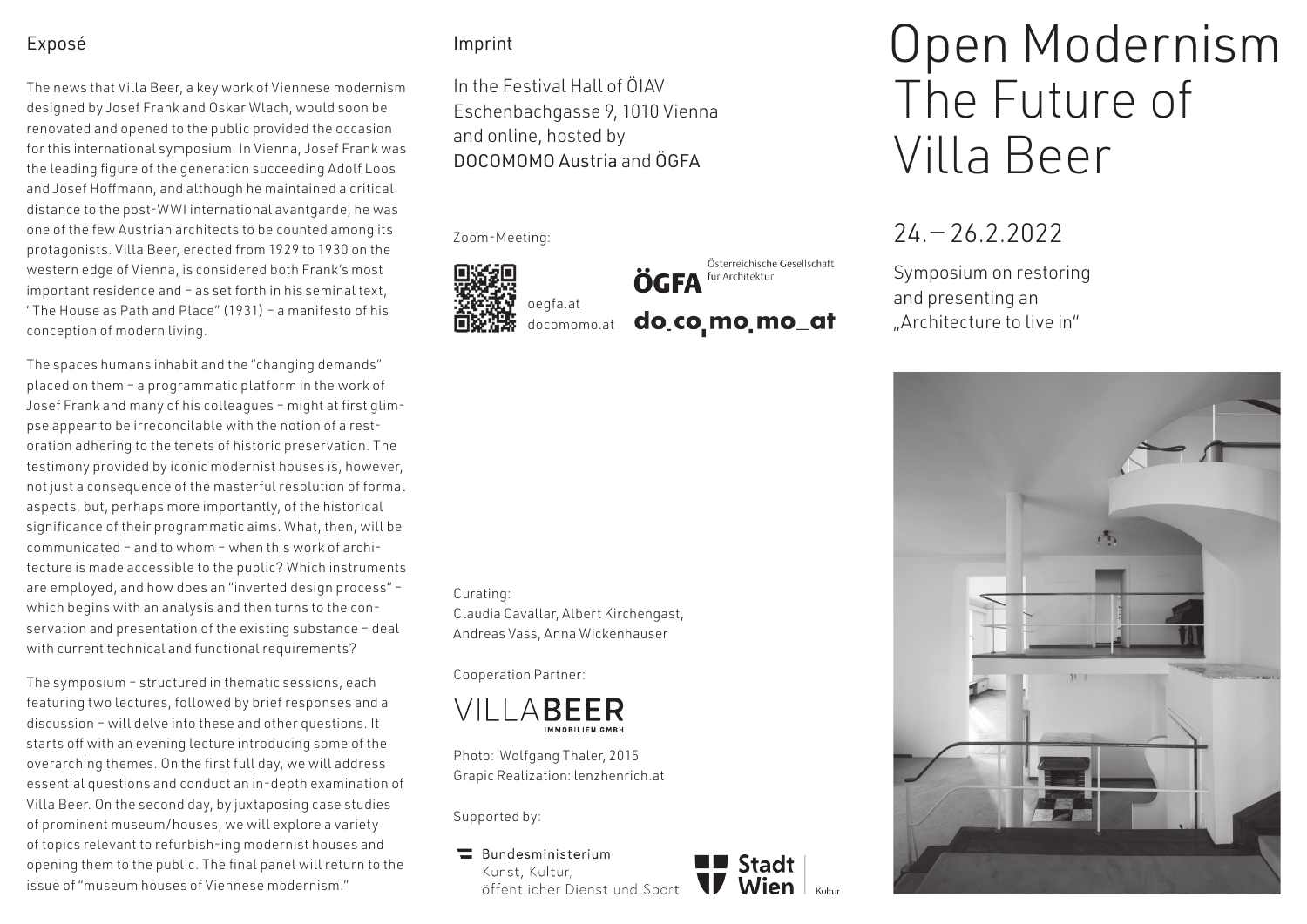## Exposé

The news that Villa Beer, a key work of Viennese modernism designed by Josef Frank and Oskar Wlach, would soon be renovated and opened to the public provided the occasion for this international symposium. In Vienna, Josef Frank was the leading figure of the generation succeeding Adolf Loos and Josef Hoffmann, and although he maintained a critical distance to the post-WWI international avantgarde, he was one of the few Austrian architects to be counted among its protagonists. Villa Beer, erected from 1929 to 1930 on the western edge of Vienna, is considered both Frank's most important residence and – as set forth in his seminal text, "The House as Path and Place" (1931) – a manifesto of his conception of modern living.

The spaces humans inhabit and the "changing demands" placed on them – a programmatic platform in the work of Josef Frank and many of his colleagues – might at first glimpse appear to be irreconcilable with the notion of a restoration adhering to the tenets of historic preservation. The testimony provided by iconic modernist houses is, however, not just a consequence of the masterful resolution of formal aspects, but, perhaps more importantly, of the historical significance of their programmatic aims. What, then, will be communicated – and to whom – when this work of architecture is made accessible to the public? Which instruments are employed, and how does an "inverted design process" – which begins with an analysis and then turns to the conservation and presentation of the existing substance – deal with current technical and functional requirements?

The symposium – structured in thematic sessions, each featuring two lectures, followed by brief responses and a discussion – will delve into these and other questions. It starts off with an evening lecture introducing some of the overarching themes. On the first full day, we will address essential questions and conduct an in-depth examination of Villa Beer. On the second day, by juxtaposing case studies of prominent museum/houses, we will explore a variety of topics relevant to refurbish-ing modernist houses and opening them to the public. The final panel will return to the issue of "museum houses of Viennese modernism."

## Imprint

In the Festival Hall of ÖIAV
Eschenbachgasse 9, 1010 Vienna
and online, hosted by
DOCOMOMO Austria and ÖGFA

Zoom-Meeting:

oegfa.at
docomomo.at

ÖGFA Österreichische Gesellschaft für Architektur

do.co.mo.mo_at

Curating:
Claudia Cavallar, Albert Kirchengast, Andreas Vass, Anna Wickenhauser

Cooperation Partner:

VILLABEER IMMOBILIEN GMBH

Photo: Wolfgang Thaler, 2015
Grapic Realization: lenzhenrich.at

Supported by:

Bundesministerium Kunst, Kultur, öffentlicher Dienst und Sport

Stadt Wien Kultur

# Open Modernism
# The Future of Villa Beer

## 24.–26.2.2022

Symposium on restoring and presenting an „Architecture to live in"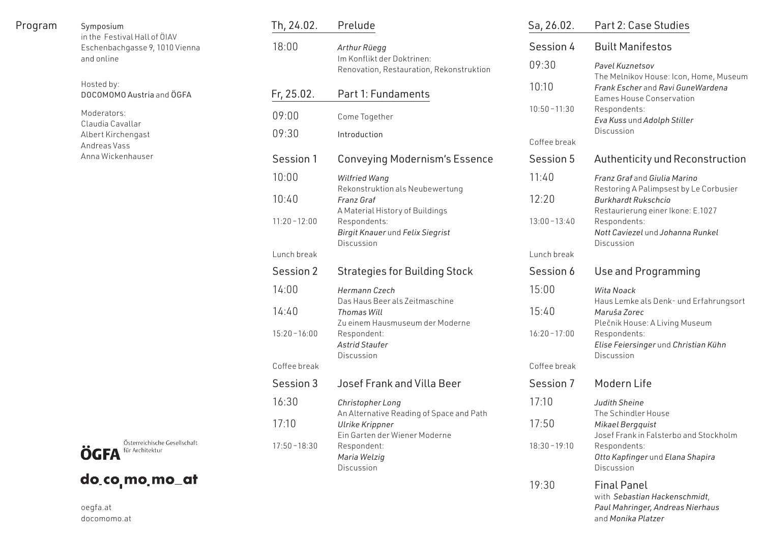# Program

Symposium
in the Festival Hall of ÖIAV
Eschenbachgasse 9, 1010 Vienna
and online

Hosted by:
DOCOMOMO Austria and ÖGFA

Moderators:
Claudia Cavallar
Albert Kirchengast
Andreas Vass
Anna Wickenhauser

ÖGFA Österreichische Gesellschaft für Architektur

do_co_mo_mo_at

oegfa.at
docomomo.at

## Th, 24.02. Prelude

18:00 — *Arthur Rüegg*
Im Konflikt der Doktrinen: Renovation, Restauration, Rekonstruktion

## Fr, 25.02. Part 1: Fundaments

09:00 — Come Together

09:30 — Introduction

### Session 1 Conveying Modernism's Essence

10:00 — *Wilfried Wang*
Rekonstruktion als Neubewertung

10:40 — *Franz Graf*
A Material History of Buildings

11:20 – 12:00 — Respondents:
*Birgit Knauer* und *Felix Siegrist*
Discussion

Lunch break

### Session 2 Strategies for Building Stock

14:00 — *Hermann Czech*
Das Haus Beer als Zeitmaschine

14:40 — *Thomas Will*
Zu einem Hausmuseum der Moderne

15:20 – 16:00 — Respondent:
*Astrid Staufer*
Discussion

Coffee break

### Session 3 Josef Frank and Villa Beer

16:30 — *Christopher Long*
An Alternative Reading of Space and Path

17:10 — *Ulrike Krippner*
Ein Garten der Wiener Moderne

17:50 – 18:30 — Respondent:
*Maria Welzig*
Discussion

## Sa, 26.02. Part 2: Case Studies

### Session 4 Built Manifestos

09:30 — *Pavel Kuznetsov*
The Melnikov House: Icon, Home, Museum

10:10 — *Frank Escher* and *Ravi GuneWardena*
Eames House Conservation

10:50 – 11:30 — Respondents:
*Eva Kuss* und *Adolph Stiller*
Discussion

Coffee break

### Session 5 Authenticity und Reconstruction

11:40 — *Franz Graf* and *Giulia Marino*
Restoring A Palimpsest by Le Corbusier

12:20 — *Burkhardt Rukschcio*
Restaurierung einer Ikone: E.1027

13:00 – 13:40 — Respondents:
*Nott Caviezel* und *Johanna Runkel*
Discussion

Lunch break

### Session 6 Use and Programming

15:00 — *Wita Noack*
Haus Lemke als Denk- und Erfahrungsort

15:40 — *Maruša Zorec*
Plečnik House: A Living Museum

16:20 – 17:00 — Respondents:
*Elise Feiersinger* und *Christian Kühn*
Discussion

Coffee break

### Session 7 Modern Life

17:10 — *Judith Sheine*
The Schindler House

17:50 — *Mikael Bergquist*
Josef Frank in Falsterbo and Stockholm

18:30 – 19:10 — Respondents:
*Otto Kapfinger* und *Elana Shapira*
Discussion

19:30 — Final Panel
with *Sebastian Hackenschmidt*, *Paul Mahringer, Andreas Nierhaus* and *Monika Platzer*